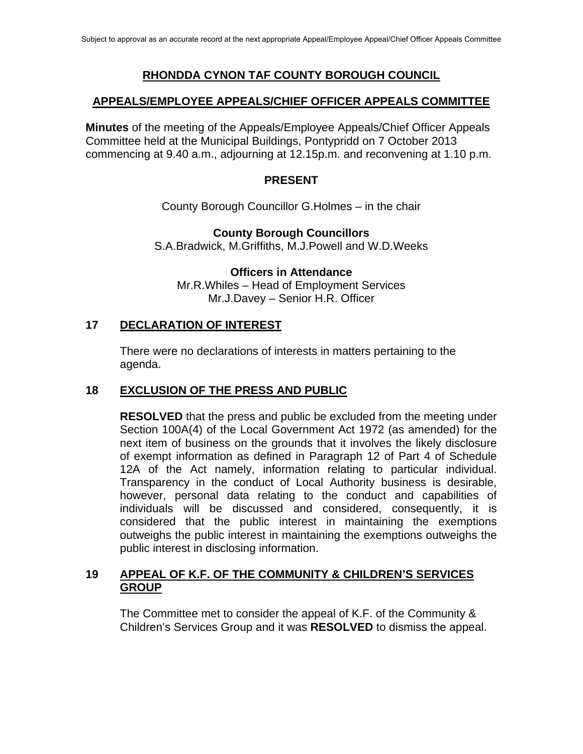# RHONDDA CYNON TAF COUNTY BOROUGH COUNCIL

## APPEALS/EMPLOYEE APPEALS/CHIEF OFFICER APPEALS COMMITTEE

**Minutes** of the meeting of the Appeals/Employee Appeals/Chief Officer Appeals Committee held at the Municipal Buildings, Pontypridd on 7 October 2013 commencing at 9.40 a.m., adjourning at 12.15p.m. and reconvening at 1.10 p.m.

**PRESENT**

County Borough Councillor G.Holmes – in the chair

**County Borough Councillors**
S.A.Bradwick, M.Griffiths, M.J.Powell and W.D.Weeks

**Officers in Attendance**
Mr.R.Whiles – Head of Employment Services
Mr.J.Davey – Senior H.R. Officer

## 17 DECLARATION OF INTEREST

There were no declarations of interests in matters pertaining to the agenda.

## 18 EXCLUSION OF THE PRESS AND PUBLIC

**RESOLVED** that the press and public be excluded from the meeting under Section 100A(4) of the Local Government Act 1972 (as amended) for the next item of business on the grounds that it involves the likely disclosure of exempt information as defined in Paragraph 12 of Part 4 of Schedule 12A of the Act namely, information relating to particular individual. Transparency in the conduct of Local Authority business is desirable, however, personal data relating to the conduct and capabilities of individuals will be discussed and considered, consequently, it is considered that the public interest in maintaining the exemptions outweighs the public interest in maintaining the exemptions outweighs the public interest in disclosing information.

## 19 APPEAL OF K.F. OF THE COMMUNITY & CHILDREN'S SERVICES GROUP

The Committee met to consider the appeal of K.F. of the Community & Children's Services Group and it was **RESOLVED** to dismiss the appeal.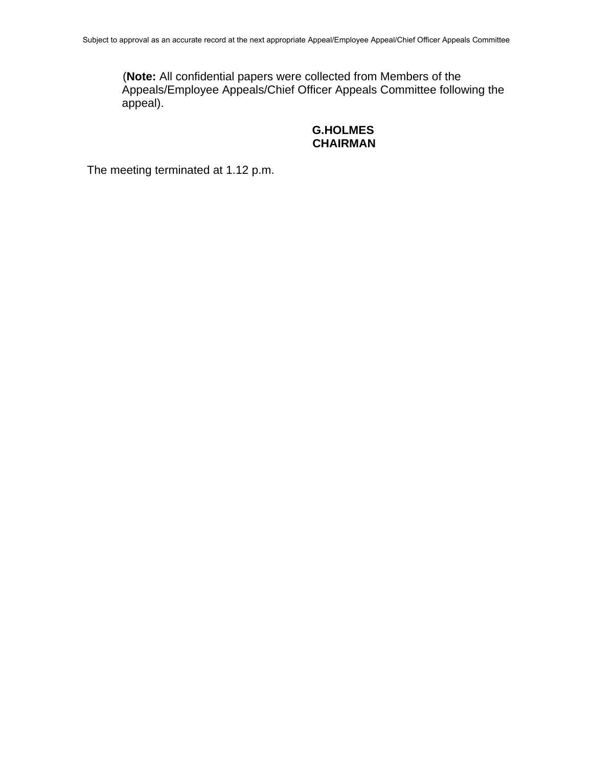(**Note:** All confidential papers were collected from Members of the Appeals/Employee Appeals/Chief Officer Appeals Committee following the appeal).

**G.HOLMES**
**CHAIRMAN**

The meeting terminated at 1.12 p.m.